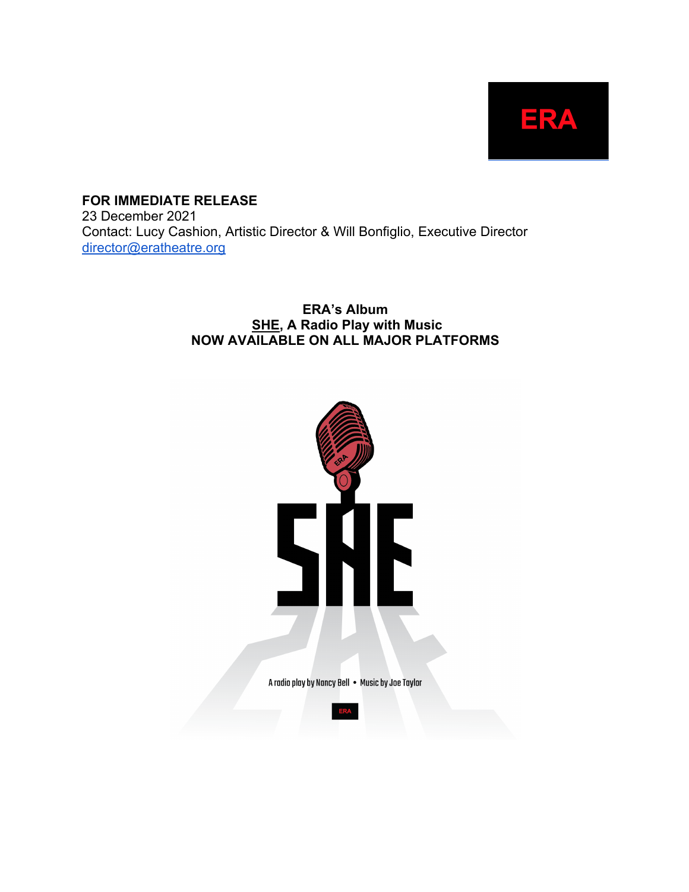ERA

**FOR IMMEDIATE RELEASE**
23 December 2021
Contact: Lucy Cashion, Artistic Director & Will Bonfiglio, Executive Director
director@eratheatre.org

**ERA's Album**
**SHE, A Radio Play with Music**
**NOW AVAILABLE ON ALL MAJOR PLATFORMS**

SHE

A radio play by Nancy Bell • Music by Joe Taylor

ERA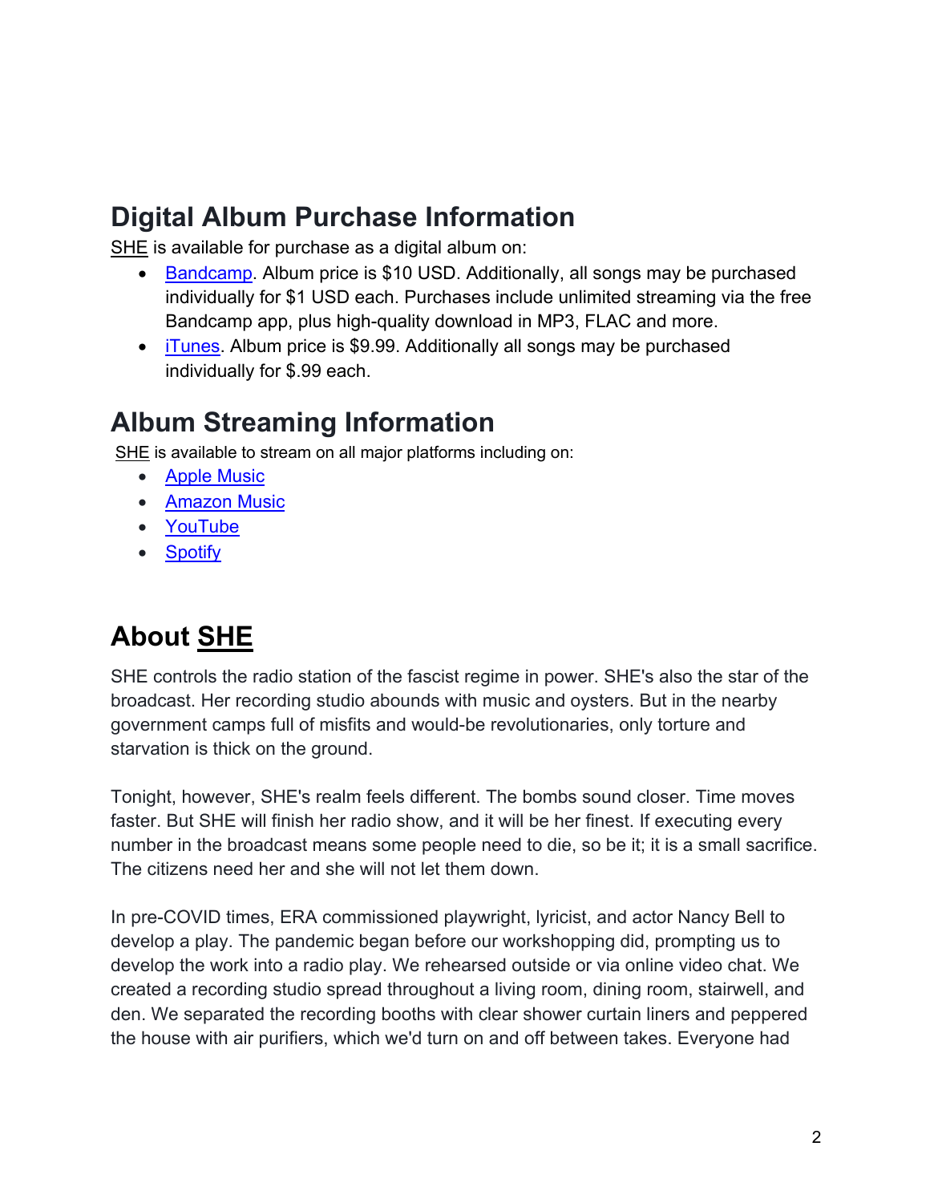## Digital Album Purchase Information

SHE is available for purchase as a digital album on:

- Bandcamp. Album price is $10 USD. Additionally, all songs may be purchased individually for $1 USD each. Purchases include unlimited streaming via the free Bandcamp app, plus high-quality download in MP3, FLAC and more.
- iTunes. Album price is $9.99. Additionally all songs may be purchased individually for $.99 each.

## Album Streaming Information

SHE is available to stream on all major platforms including on:

- Apple Music
- Amazon Music
- YouTube
- Spotify

## About SHE

SHE controls the radio station of the fascist regime in power. SHE's also the star of the broadcast. Her recording studio abounds with music and oysters. But in the nearby government camps full of misfits and would-be revolutionaries, only torture and starvation is thick on the ground.

Tonight, however, SHE's realm feels different. The bombs sound closer. Time moves faster. But SHE will finish her radio show, and it will be her finest. If executing every number in the broadcast means some people need to die, so be it; it is a small sacrifice. The citizens need her and she will not let them down.

In pre-COVID times, ERA commissioned playwright, lyricist, and actor Nancy Bell to develop a play. The pandemic began before our workshopping did, prompting us to develop the work into a radio play. We rehearsed outside or via online video chat. We created a recording studio spread throughout a living room, dining room, stairwell, and den. We separated the recording booths with clear shower curtain liners and peppered the house with air purifiers, which we'd turn on and off between takes. Everyone had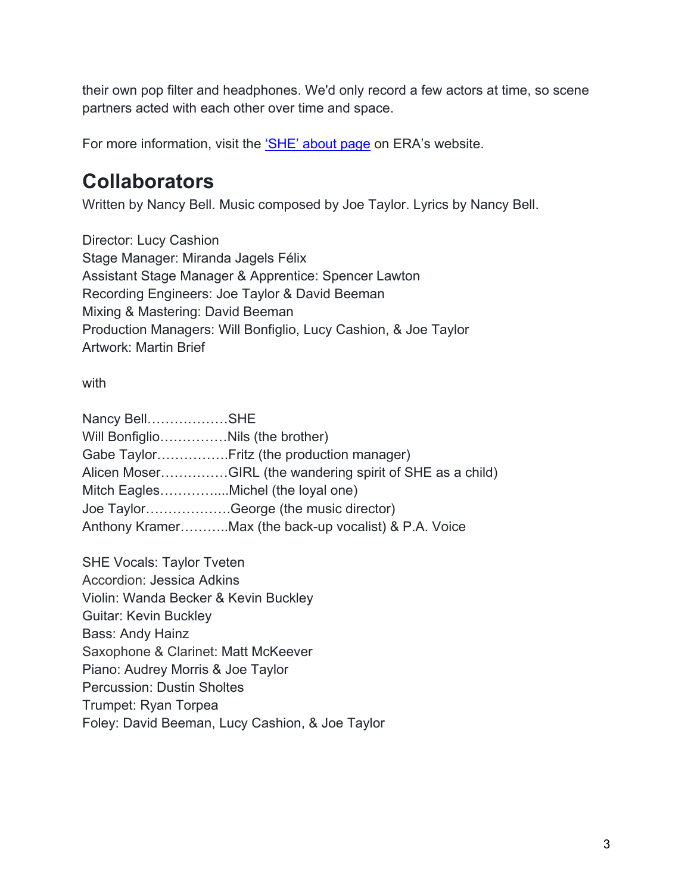their own pop filter and headphones. We'd only record a few actors at time, so scene partners acted with each other over time and space.

For more information, visit the 'SHE' about page on ERA's website.

## Collaborators

Written by Nancy Bell. Music composed by Joe Taylor. Lyrics by Nancy Bell.

Director: Lucy Cashion  
Stage Manager: Miranda Jagels Félix  
Assistant Stage Manager & Apprentice: Spencer Lawton  
Recording Engineers: Joe Taylor & David Beeman  
Mixing & Mastering: David Beeman  
Production Managers: Will Bonfiglio, Lucy Cashion, & Joe Taylor  
Artwork: Martin Brief

with

Nancy Bell………………SHE  
Will Bonfiglio……………Nils (the brother)  
Gabe Taylor…………….Fritz (the production manager)  
Alicen Moser……………GIRL (the wandering spirit of SHE as a child)  
Mitch Eagles…………....Michel (the loyal one)  
Joe Taylor……………….George (the music director)  
Anthony Kramer………..Max (the back-up vocalist) & P.A. Voice

SHE Vocals: Taylor Tveten  
Accordion: Jessica Adkins  
Violin: Wanda Becker & Kevin Buckley  
Guitar: Kevin Buckley  
Bass: Andy Hainz  
Saxophone & Clarinet: Matt McKeever  
Piano: Audrey Morris & Joe Taylor  
Percussion: Dustin Sholtes  
Trumpet: Ryan Torpea  
Foley: David Beeman, Lucy Cashion, & Joe Taylor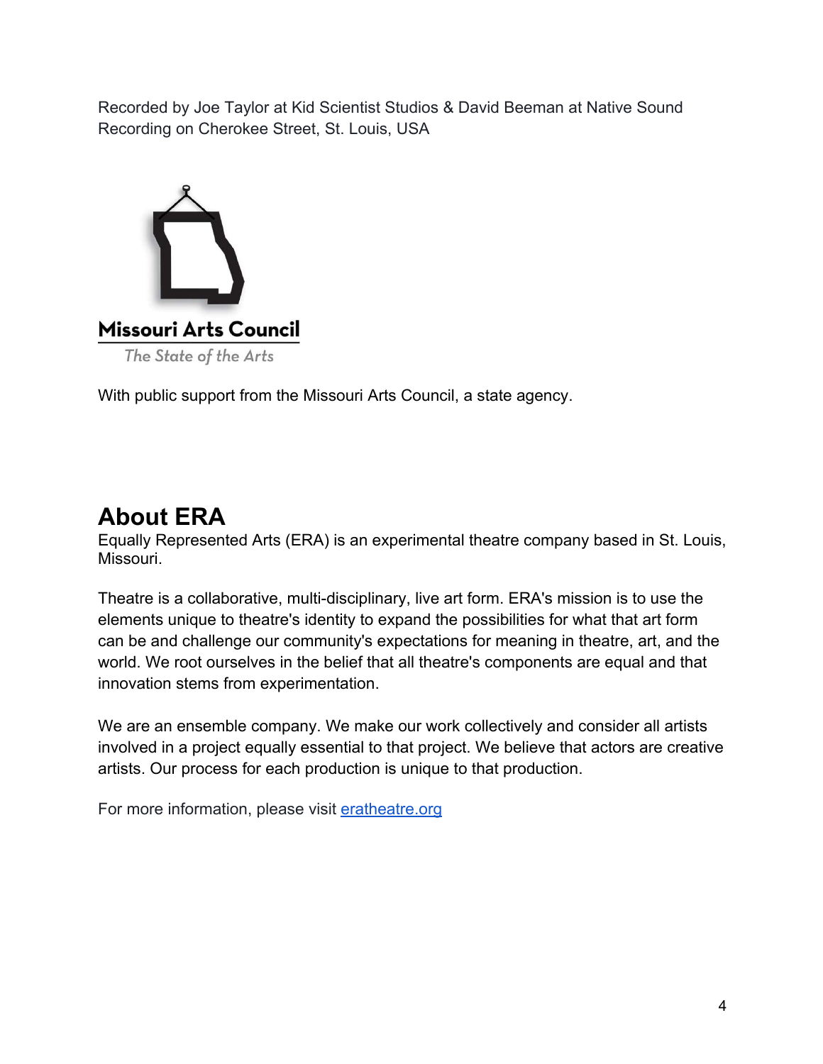Recorded by Joe Taylor at Kid Scientist Studios & David Beeman at Native Sound Recording on Cherokee Street, St. Louis, USA

Missouri Arts Council

*The State of the Arts*

With public support from the Missouri Arts Council, a state agency.

# About ERA

Equally Represented Arts (ERA) is an experimental theatre company based in St. Louis, Missouri.

Theatre is a collaborative, multi-disciplinary, live art form. ERA's mission is to use the elements unique to theatre's identity to expand the possibilities for what that art form can be and challenge our community's expectations for meaning in theatre, art, and the world. We root ourselves in the belief that all theatre's components are equal and that innovation stems from experimentation.

We are an ensemble company. We make our work collectively and consider all artists involved in a project equally essential to that project. We believe that actors are creative artists. Our process for each production is unique to that production.

For more information, please visit [eratheatre.org](eratheatre.org)